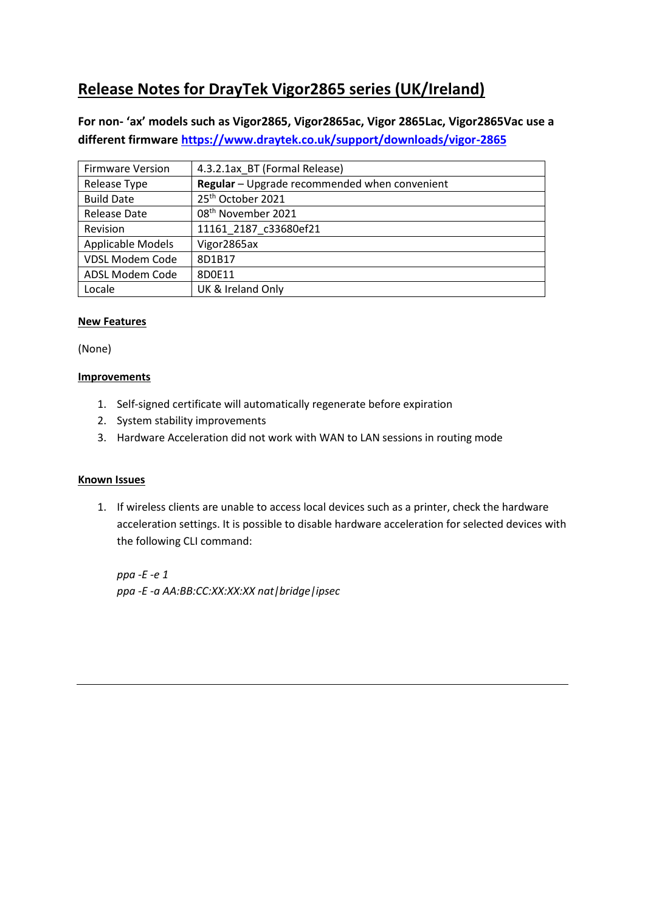# Release Notes for DrayTek Vigor2865 series (UK/Ireland)

**For non- 'ax' models such as Vigor2865, Vigor2865ac, Vigor 2865Lac, Vigor2865Vac use a different firmware [https://www.draytek.co.uk/support/downloads/vigor-2865](https://www.draytek.co.uk/support/downloads/vigor-2865)**

| Firmware Version | 4.3.2.1ax_BT (Formal Release) |
|---|---|
| Release Type | **Regular** – Upgrade recommended when convenient |
| Build Date | 25th October 2021 |
| Release Date | 08th November 2021 |
| Revision | 11161_2187_c33680ef21 |
| Applicable Models | Vigor2865ax |
| VDSL Modem Code | 8D1B17 |
| ADSL Modem Code | 8D0E11 |
| Locale | UK & Ireland Only |

**New Features**

(None)

**Improvements**

1. Self-signed certificate will automatically regenerate before expiration
2. System stability improvements
3. Hardware Acceleration did not work with WAN to LAN sessions in routing mode

**Known Issues**

1. If wireless clients are unable to access local devices such as a printer, check the hardware acceleration settings. It is possible to disable hardware acceleration for selected devices with the following CLI command:

   *ppa -E -e 1*
   *ppa -E -a AA:BB:CC:XX:XX:XX nat|bridge|ipsec*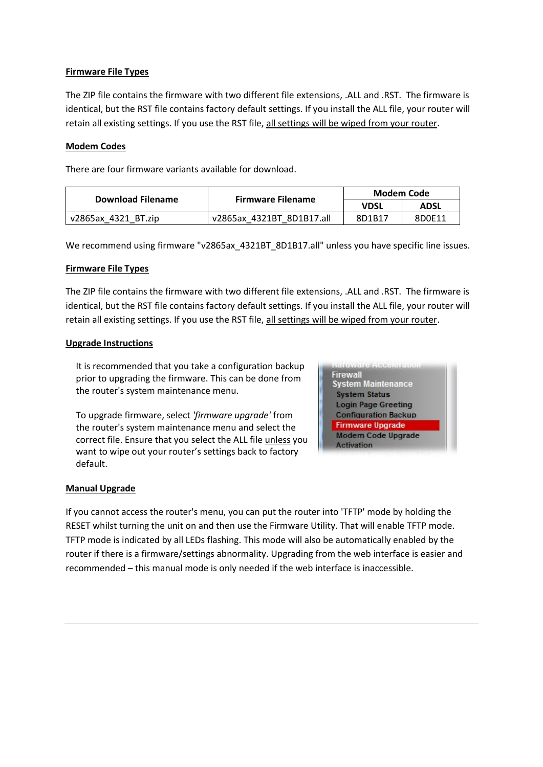**Firmware File Types**

The ZIP file contains the firmware with two different file extensions, .ALL and .RST. The firmware is identical, but the RST file contains factory default settings. If you install the ALL file, your router will retain all existing settings. If you use the RST file, all settings will be wiped from your router.

**Modem Codes**

There are four firmware variants available for download.

| Download Filename | Firmware Filename | Modem Code | |
|---|---|---|---|
| | | VDSL | ADSL |
| v2865ax_4321_BT.zip | v2865ax_4321BT_8D1B17.all | 8D1B17 | 8D0E11 |

We recommend using firmware "v2865ax_4321BT_8D1B17.all" unless you have specific line issues.

**Firmware File Types**

The ZIP file contains the firmware with two different file extensions, .ALL and .RST. The firmware is identical, but the RST file contains factory default settings. If you install the ALL file, your router will retain all existing settings. If you use the RST file, all settings will be wiped from your router.

**Upgrade Instructions**

It is recommended that you take a configuration backup prior to upgrading the firmware. This can be done from the router's system maintenance menu.

To upgrade firmware, select *'firmware upgrade'* from the router's system maintenance menu and select the correct file. Ensure that you select the ALL file unless you want to wipe out your router's settings back to factory default.

**Manual Upgrade**

If you cannot access the router's menu, you can put the router into 'TFTP' mode by holding the RESET whilst turning the unit on and then use the Firmware Utility. That will enable TFTP mode. TFTP mode is indicated by all LEDs flashing. This mode will also be automatically enabled by the router if there is a firmware/settings abnormality. Upgrading from the web interface is easier and recommended – this manual mode is only needed if the web interface is inaccessible.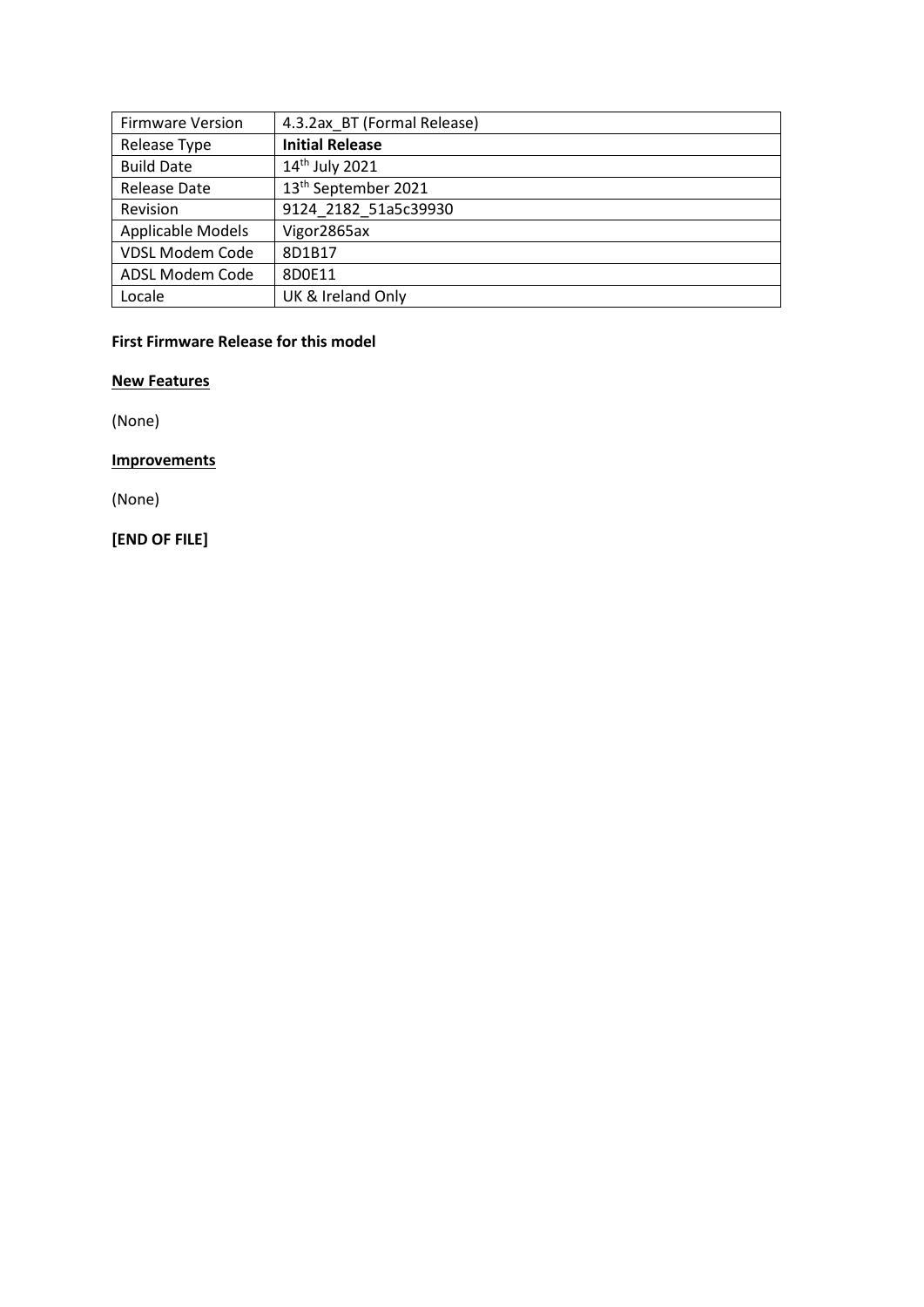| | |
|---|---|
| Firmware Version | 4.3.2ax_BT (Formal Release) |
| Release Type | **Initial Release** |
| Build Date | 14th July 2021 |
| Release Date | 13th September 2021 |
| Revision | 9124_2182_51a5c39930 |
| Applicable Models | Vigor2865ax |
| VDSL Modem Code | 8D1B17 |
| ADSL Modem Code | 8D0E11 |
| Locale | UK & Ireland Only |

**First Firmware Release for this model**

**New Features**

(None)

**Improvements**

(None)

**[END OF FILE]**